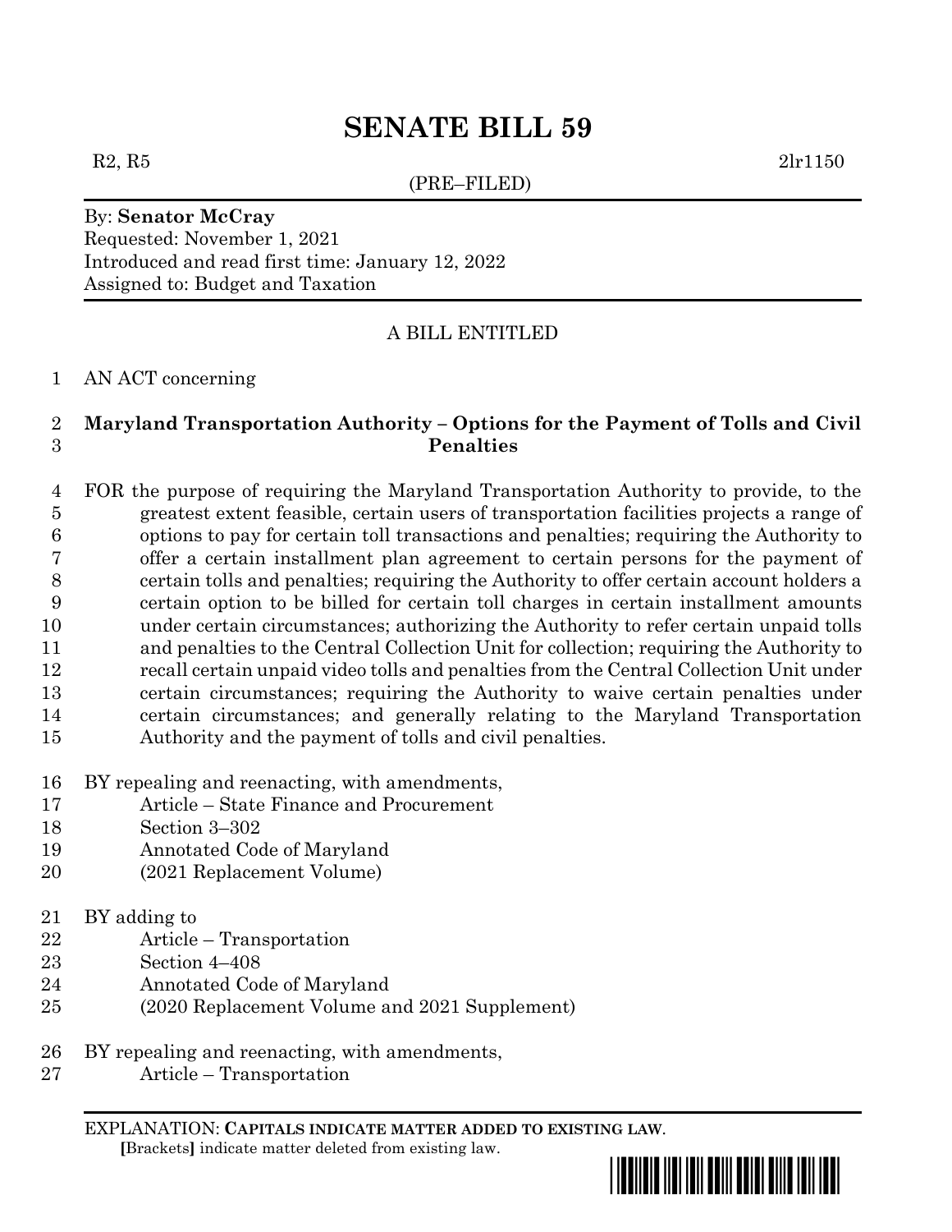# SENATE BILL 59

R2, R5 2lr1150

(PRE–FILED)

By: **Senator McCray**
Requested: November 1, 2021
Introduced and read first time: January 12, 2022
Assigned to: Budget and Taxation

A BILL ENTITLED

1 AN ACT concerning

2 **Maryland Transportation Authority – Options for the Payment of Tolls and Civil**
3 **Penalties**

4 FOR the purpose of requiring the Maryland Transportation Authority to provide, to the
5 greatest extent feasible, certain users of transportation facilities projects a range of
6 options to pay for certain toll transactions and penalties; requiring the Authority to
7 offer a certain installment plan agreement to certain persons for the payment of
8 certain tolls and penalties; requiring the Authority to offer certain account holders a
9 certain option to be billed for certain toll charges in certain installment amounts
10 under certain circumstances; authorizing the Authority to refer certain unpaid tolls
11 and penalties to the Central Collection Unit for collection; requiring the Authority to
12 recall certain unpaid video tolls and penalties from the Central Collection Unit under
13 certain circumstances; requiring the Authority to waive certain penalties under
14 certain circumstances; and generally relating to the Maryland Transportation
15 Authority and the payment of tolls and civil penalties.

16 BY repealing and reenacting, with amendments,
17 Article – State Finance and Procurement
18 Section 3–302
19 Annotated Code of Maryland
20 (2021 Replacement Volume)

21 BY adding to
22 Article – Transportation
23 Section 4–408
24 Annotated Code of Maryland
25 (2020 Replacement Volume and 2021 Supplement)

26 BY repealing and reenacting, with amendments,
27 Article – Transportation

EXPLANATION: **CAPITALS INDICATE MATTER ADDED TO EXISTING LAW.**
**[**Brackets**]** indicate matter deleted from existing law.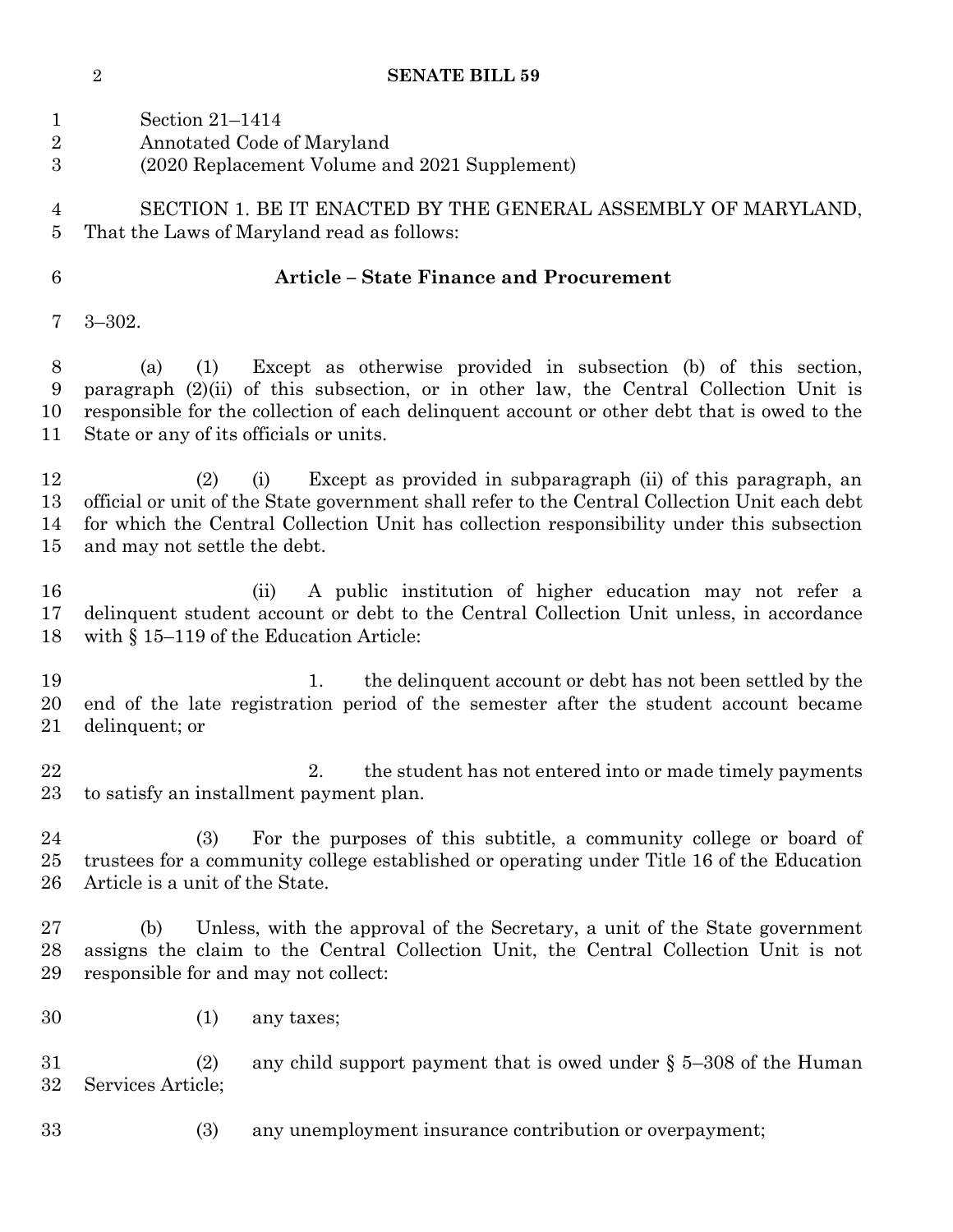Section 21–1414
Annotated Code of Maryland
(2020 Replacement Volume and 2021 Supplement)

SECTION 1. BE IT ENACTED BY THE GENERAL ASSEMBLY OF MARYLAND, That the Laws of Maryland read as follows:

**Article – State Finance and Procurement**

3–302.

(a) (1) Except as otherwise provided in subsection (b) of this section, paragraph (2)(ii) of this subsection, or in other law, the Central Collection Unit is responsible for the collection of each delinquent account or other debt that is owed to the State or any of its officials or units.

(2) (i) Except as provided in subparagraph (ii) of this paragraph, an official or unit of the State government shall refer to the Central Collection Unit each debt for which the Central Collection Unit has collection responsibility under this subsection and may not settle the debt.

(ii) A public institution of higher education may not refer a delinquent student account or debt to the Central Collection Unit unless, in accordance with § 15–119 of the Education Article:

1. the delinquent account or debt has not been settled by the end of the late registration period of the semester after the student account became delinquent; or

2. the student has not entered into or made timely payments to satisfy an installment payment plan.

(3) For the purposes of this subtitle, a community college or board of trustees for a community college established or operating under Title 16 of the Education Article is a unit of the State.

(b) Unless, with the approval of the Secretary, a unit of the State government assigns the claim to the Central Collection Unit, the Central Collection Unit is not responsible for and may not collect:

(1) any taxes;

(2) any child support payment that is owed under § 5–308 of the Human Services Article;

(3) any unemployment insurance contribution or overpayment;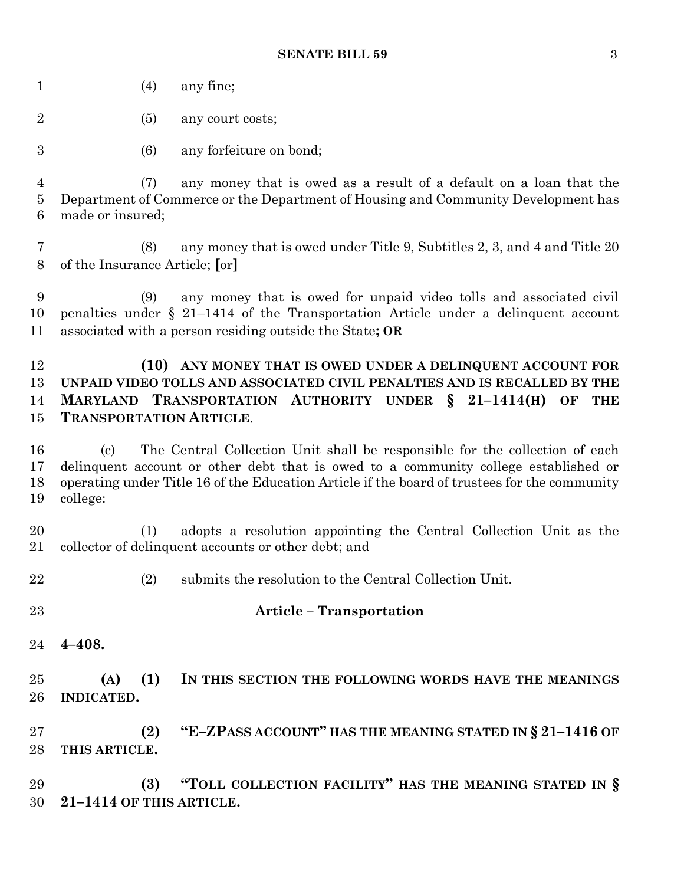(4) any fine;

(5) any court costs;

(6) any forfeiture on bond;

(7) any money that is owed as a result of a default on a loan that the Department of Commerce or the Department of Housing and Community Development has made or insured;

(8) any money that is owed under Title 9, Subtitles 2, 3, and 4 and Title 20 of the Insurance Article; **[**or**]**

(9) any money that is owed for unpaid video tolls and associated civil penalties under § 21–1414 of the Transportation Article under a delinquent account associated with a person residing outside the State**; OR**

**(10) ANY MONEY THAT IS OWED UNDER A DELINQUENT ACCOUNT FOR UNPAID VIDEO TOLLS AND ASSOCIATED CIVIL PENALTIES AND IS RECALLED BY THE MARYLAND TRANSPORTATION AUTHORITY UNDER § 21–1414(H) OF THE TRANSPORTATION ARTICLE**.

(c) The Central Collection Unit shall be responsible for the collection of each delinquent account or other debt that is owed to a community college established or operating under Title 16 of the Education Article if the board of trustees for the community college:

(1) adopts a resolution appointing the Central Collection Unit as the collector of delinquent accounts or other debt; and

(2) submits the resolution to the Central Collection Unit.

## Article – Transportation

**4–408.**

**(A) (1) IN THIS SECTION THE FOLLOWING WORDS HAVE THE MEANINGS INDICATED.**

**(2) "E–ZPASS ACCOUNT" HAS THE MEANING STATED IN § 21–1416 OF THIS ARTICLE.**

**(3) "TOLL COLLECTION FACILITY" HAS THE MEANING STATED IN § 21–1414 OF THIS ARTICLE.**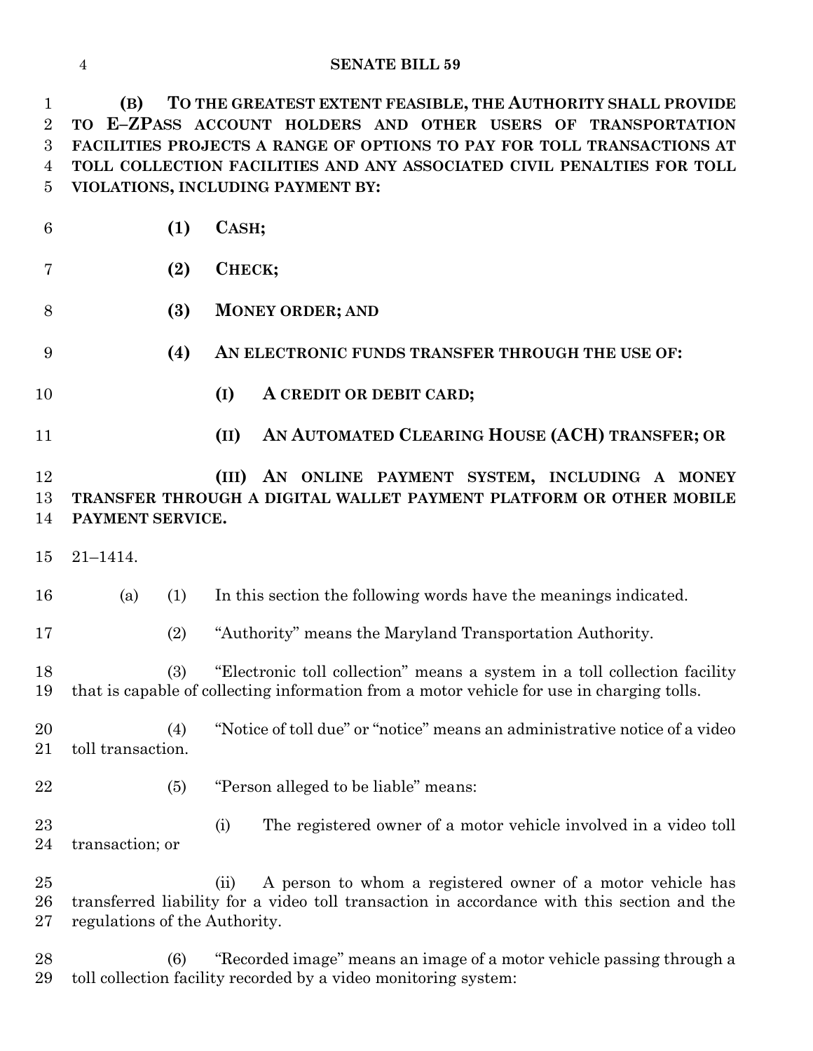**(B) TO THE GREATEST EXTENT FEASIBLE, THE AUTHORITY SHALL PROVIDE TO E–ZPASS ACCOUNT HOLDERS AND OTHER USERS OF TRANSPORTATION FACILITIES PROJECTS A RANGE OF OPTIONS TO PAY FOR TOLL TRANSACTIONS AT TOLL COLLECTION FACILITIES AND ANY ASSOCIATED CIVIL PENALTIES FOR TOLL VIOLATIONS, INCLUDING PAYMENT BY:**

**(1) CASH;**

**(2) CHECK;**

**(3) MONEY ORDER; AND**

**(4) AN ELECTRONIC FUNDS TRANSFER THROUGH THE USE OF:**

**(I) A CREDIT OR DEBIT CARD;**

**(II) AN AUTOMATED CLEARING HOUSE (ACH) TRANSFER; OR**

**(III) AN ONLINE PAYMENT SYSTEM, INCLUDING A MONEY TRANSFER THROUGH A DIGITAL WALLET PAYMENT PLATFORM OR OTHER MOBILE PAYMENT SERVICE.**

21–1414.

(a) (1) In this section the following words have the meanings indicated.

(2) "Authority" means the Maryland Transportation Authority.

(3) "Electronic toll collection" means a system in a toll collection facility that is capable of collecting information from a motor vehicle for use in charging tolls.

(4) "Notice of toll due" or "notice" means an administrative notice of a video toll transaction.

(5) "Person alleged to be liable" means:

(i) The registered owner of a motor vehicle involved in a video toll transaction; or

(ii) A person to whom a registered owner of a motor vehicle has transferred liability for a video toll transaction in accordance with this section and the regulations of the Authority.

(6) "Recorded image" means an image of a motor vehicle passing through a toll collection facility recorded by a video monitoring system: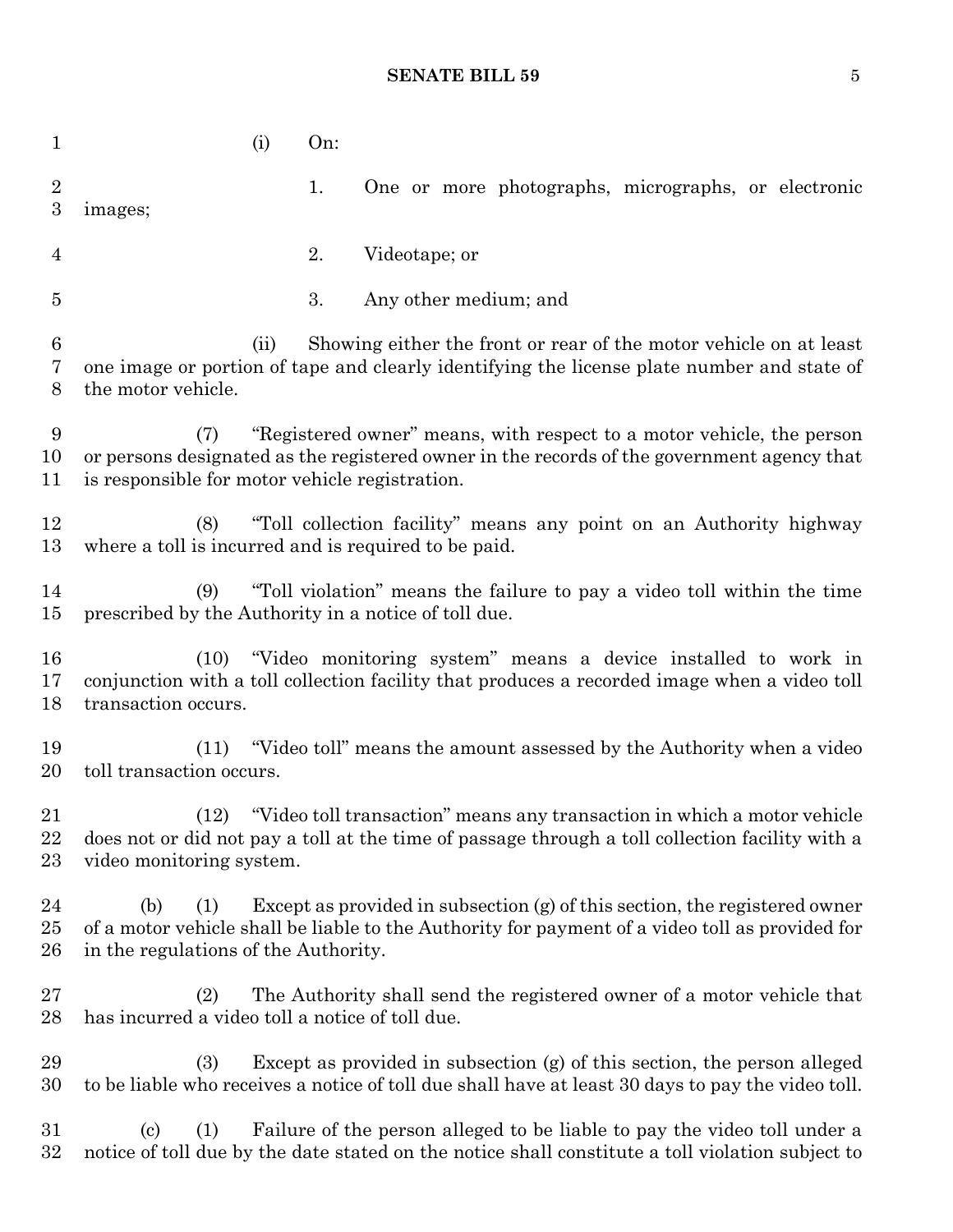(i) On:

1. One or more photographs, micrographs, or electronic images;

2. Videotape; or

3. Any other medium; and

(ii) Showing either the front or rear of the motor vehicle on at least one image or portion of tape and clearly identifying the license plate number and state of the motor vehicle.

(7) "Registered owner" means, with respect to a motor vehicle, the person or persons designated as the registered owner in the records of the government agency that is responsible for motor vehicle registration.

(8) "Toll collection facility" means any point on an Authority highway where a toll is incurred and is required to be paid.

(9) "Toll violation" means the failure to pay a video toll within the time prescribed by the Authority in a notice of toll due.

(10) "Video monitoring system" means a device installed to work in conjunction with a toll collection facility that produces a recorded image when a video toll transaction occurs.

(11) "Video toll" means the amount assessed by the Authority when a video toll transaction occurs.

(12) "Video toll transaction" means any transaction in which a motor vehicle does not or did not pay a toll at the time of passage through a toll collection facility with a video monitoring system.

(b) (1) Except as provided in subsection (g) of this section, the registered owner of a motor vehicle shall be liable to the Authority for payment of a video toll as provided for in the regulations of the Authority.

(2) The Authority shall send the registered owner of a motor vehicle that has incurred a video toll a notice of toll due.

(3) Except as provided in subsection (g) of this section, the person alleged to be liable who receives a notice of toll due shall have at least 30 days to pay the video toll.

(c) (1) Failure of the person alleged to be liable to pay the video toll under a notice of toll due by the date stated on the notice shall constitute a toll violation subject to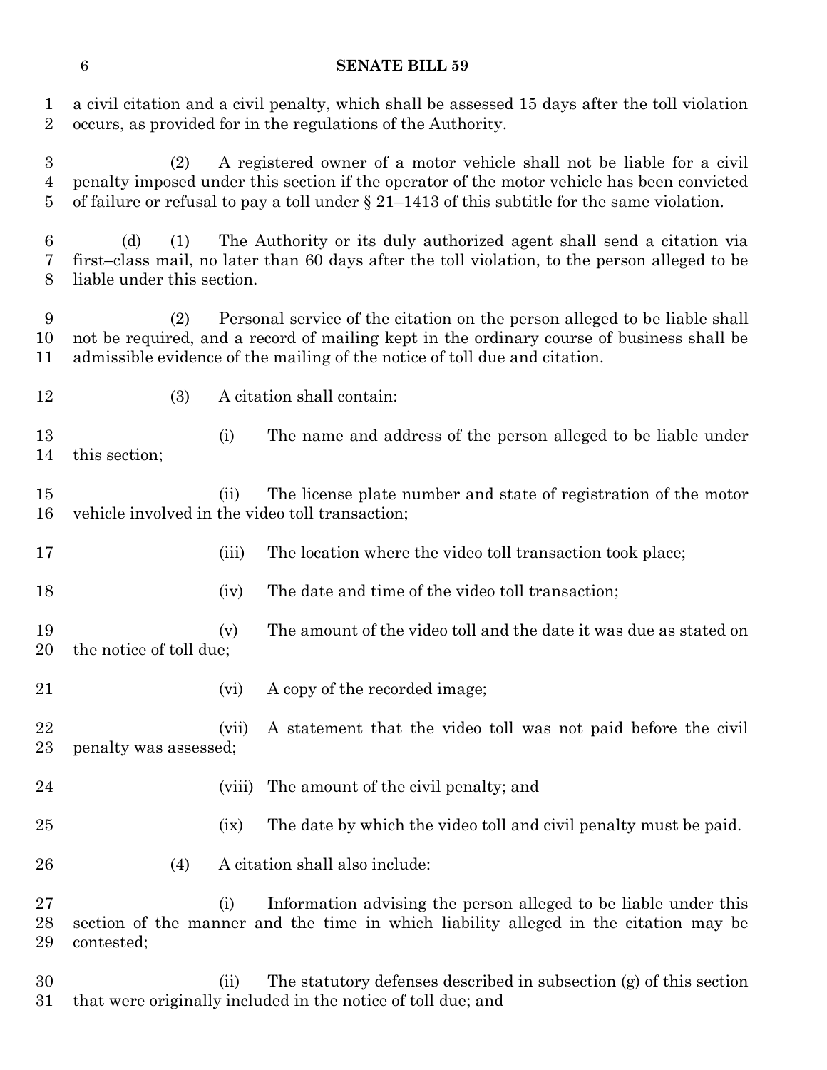a civil citation and a civil penalty, which shall be assessed 15 days after the toll violation occurs, as provided for in the regulations of the Authority.

(2) A registered owner of a motor vehicle shall not be liable for a civil penalty imposed under this section if the operator of the motor vehicle has been convicted of failure or refusal to pay a toll under § 21–1413 of this subtitle for the same violation.

(d) (1) The Authority or its duly authorized agent shall send a citation via first–class mail, no later than 60 days after the toll violation, to the person alleged to be liable under this section.

(2) Personal service of the citation on the person alleged to be liable shall not be required, and a record of mailing kept in the ordinary course of business shall be admissible evidence of the mailing of the notice of toll due and citation.

(3) A citation shall contain:

(i) The name and address of the person alleged to be liable under this section;

(ii) The license plate number and state of registration of the motor vehicle involved in the video toll transaction;

(iii) The location where the video toll transaction took place;

(iv) The date and time of the video toll transaction;

(v) The amount of the video toll and the date it was due as stated on the notice of toll due;

(vi) A copy of the recorded image;

(vii) A statement that the video toll was not paid before the civil penalty was assessed;

(viii) The amount of the civil penalty; and

(ix) The date by which the video toll and civil penalty must be paid.

(4) A citation shall also include:

(i) Information advising the person alleged to be liable under this section of the manner and the time in which liability alleged in the citation may be contested;

(ii) The statutory defenses described in subsection (g) of this section that were originally included in the notice of toll due; and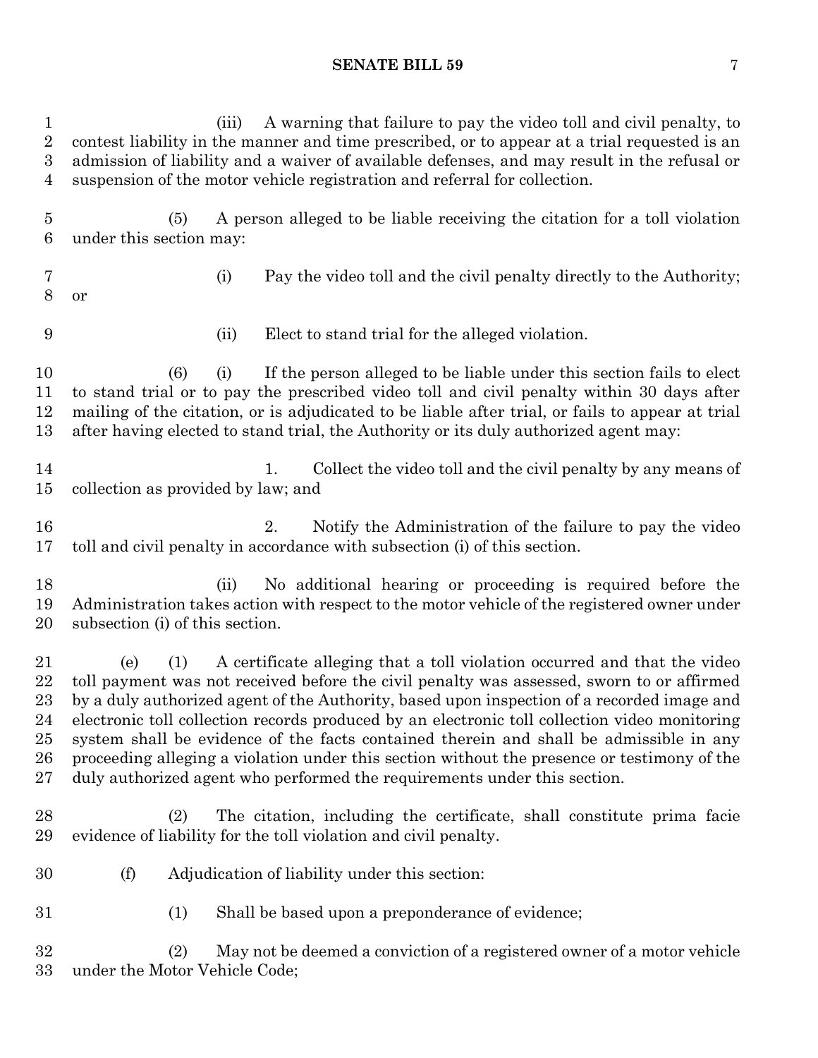(iii) A warning that failure to pay the video toll and civil penalty, to contest liability in the manner and time prescribed, or to appear at a trial requested is an admission of liability and a waiver of available defenses, and may result in the refusal or suspension of the motor vehicle registration and referral for collection.

(5) A person alleged to be liable receiving the citation for a toll violation under this section may:

(i) Pay the video toll and the civil penalty directly to the Authority; or

(ii) Elect to stand trial for the alleged violation.

(6) (i) If the person alleged to be liable under this section fails to elect to stand trial or to pay the prescribed video toll and civil penalty within 30 days after mailing of the citation, or is adjudicated to be liable after trial, or fails to appear at trial after having elected to stand trial, the Authority or its duly authorized agent may:

1. Collect the video toll and the civil penalty by any means of collection as provided by law; and

2. Notify the Administration of the failure to pay the video toll and civil penalty in accordance with subsection (i) of this section.

(ii) No additional hearing or proceeding is required before the Administration takes action with respect to the motor vehicle of the registered owner under subsection (i) of this section.

(e) (1) A certificate alleging that a toll violation occurred and that the video toll payment was not received before the civil penalty was assessed, sworn to or affirmed by a duly authorized agent of the Authority, based upon inspection of a recorded image and electronic toll collection records produced by an electronic toll collection video monitoring system shall be evidence of the facts contained therein and shall be admissible in any proceeding alleging a violation under this section without the presence or testimony of the duly authorized agent who performed the requirements under this section.

(2) The citation, including the certificate, shall constitute prima facie evidence of liability for the toll violation and civil penalty.

(f) Adjudication of liability under this section:

(1) Shall be based upon a preponderance of evidence;

(2) May not be deemed a conviction of a registered owner of a motor vehicle under the Motor Vehicle Code;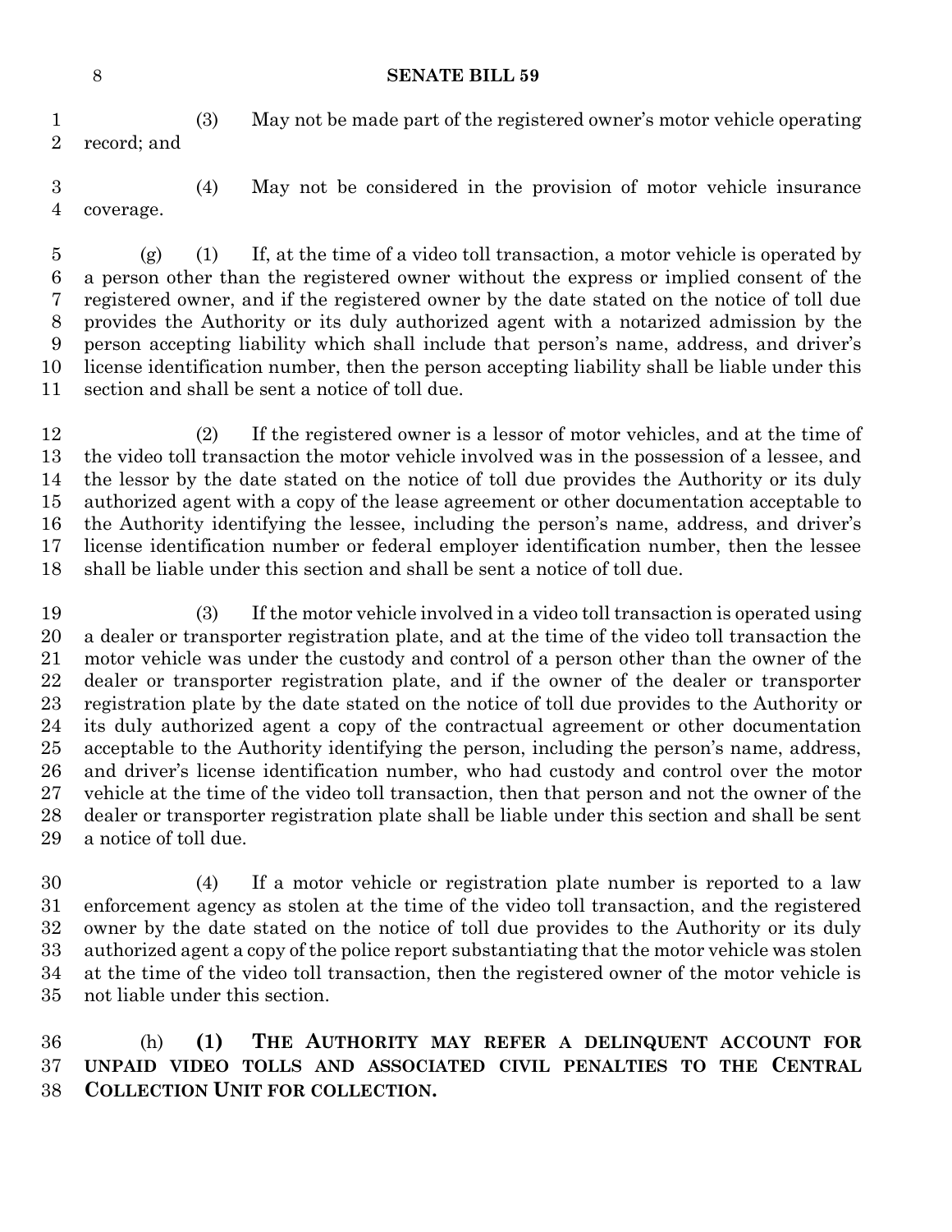(3) May not be made part of the registered owner's motor vehicle operating record; and

(4) May not be considered in the provision of motor vehicle insurance coverage.

(g) (1) If, at the time of a video toll transaction, a motor vehicle is operated by a person other than the registered owner without the express or implied consent of the registered owner, and if the registered owner by the date stated on the notice of toll due provides the Authority or its duly authorized agent with a notarized admission by the person accepting liability which shall include that person's name, address, and driver's license identification number, then the person accepting liability shall be liable under this section and shall be sent a notice of toll due.

(2) If the registered owner is a lessor of motor vehicles, and at the time of the video toll transaction the motor vehicle involved was in the possession of a lessee, and the lessor by the date stated on the notice of toll due provides the Authority or its duly authorized agent with a copy of the lease agreement or other documentation acceptable to the Authority identifying the lessee, including the person's name, address, and driver's license identification number or federal employer identification number, then the lessee shall be liable under this section and shall be sent a notice of toll due.

(3) If the motor vehicle involved in a video toll transaction is operated using a dealer or transporter registration plate, and at the time of the video toll transaction the motor vehicle was under the custody and control of a person other than the owner of the dealer or transporter registration plate, and if the owner of the dealer or transporter registration plate by the date stated on the notice of toll due provides to the Authority or its duly authorized agent a copy of the contractual agreement or other documentation acceptable to the Authority identifying the person, including the person's name, address, and driver's license identification number, who had custody and control over the motor vehicle at the time of the video toll transaction, then that person and not the owner of the dealer or transporter registration plate shall be liable under this section and shall be sent a notice of toll due.

(4) If a motor vehicle or registration plate number is reported to a law enforcement agency as stolen at the time of the video toll transaction, and the registered owner by the date stated on the notice of toll due provides to the Authority or its duly authorized agent a copy of the police report substantiating that the motor vehicle was stolen at the time of the video toll transaction, then the registered owner of the motor vehicle is not liable under this section.

(h) **(1) THE AUTHORITY MAY REFER A DELINQUENT ACCOUNT FOR UNPAID VIDEO TOLLS AND ASSOCIATED CIVIL PENALTIES TO THE CENTRAL COLLECTION UNIT FOR COLLECTION.**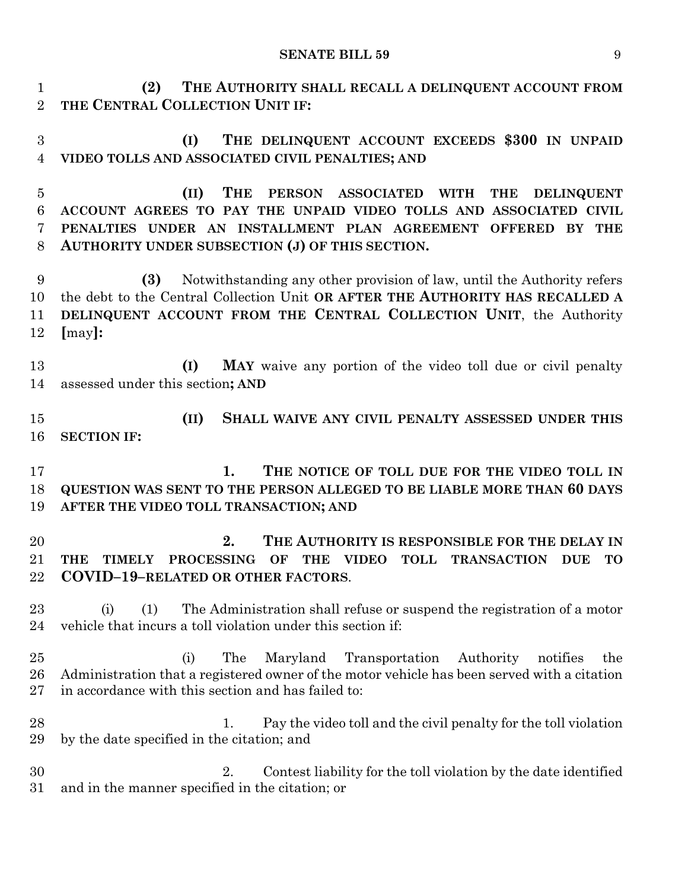**(2) THE AUTHORITY SHALL RECALL A DELINQUENT ACCOUNT FROM THE CENTRAL COLLECTION UNIT IF:**

**(I) THE DELINQUENT ACCOUNT EXCEEDS $300 IN UNPAID VIDEO TOLLS AND ASSOCIATED CIVIL PENALTIES; AND**

**(II) THE PERSON ASSOCIATED WITH THE DELINQUENT ACCOUNT AGREES TO PAY THE UNPAID VIDEO TOLLS AND ASSOCIATED CIVIL PENALTIES UNDER AN INSTALLMENT PLAN AGREEMENT OFFERED BY THE AUTHORITY UNDER SUBSECTION (J) OF THIS SECTION.**

**(3)** Notwithstanding any other provision of law, until the Authority refers the debt to the Central Collection Unit **OR AFTER THE AUTHORITY HAS RECALLED A DELINQUENT ACCOUNT FROM THE CENTRAL COLLECTION UNIT**, the Authority **[**may**]:**

**(I) MAY** waive any portion of the video toll due or civil penalty assessed under this section**; AND**

**(II) SHALL WAIVE ANY CIVIL PENALTY ASSESSED UNDER THIS SECTION IF:**

**1. THE NOTICE OF TOLL DUE FOR THE VIDEO TOLL IN QUESTION WAS SENT TO THE PERSON ALLEGED TO BE LIABLE MORE THAN 60 DAYS AFTER THE VIDEO TOLL TRANSACTION; AND**

**2. THE AUTHORITY IS RESPONSIBLE FOR THE DELAY IN THE TIMELY PROCESSING OF THE VIDEO TOLL TRANSACTION DUE TO COVID–19–RELATED OR OTHER FACTORS**.

(i) (1) The Administration shall refuse or suspend the registration of a motor vehicle that incurs a toll violation under this section if:

(i) The Maryland Transportation Authority notifies the Administration that a registered owner of the motor vehicle has been served with a citation in accordance with this section and has failed to:

1. Pay the video toll and the civil penalty for the toll violation by the date specified in the citation; and

2. Contest liability for the toll violation by the date identified and in the manner specified in the citation; or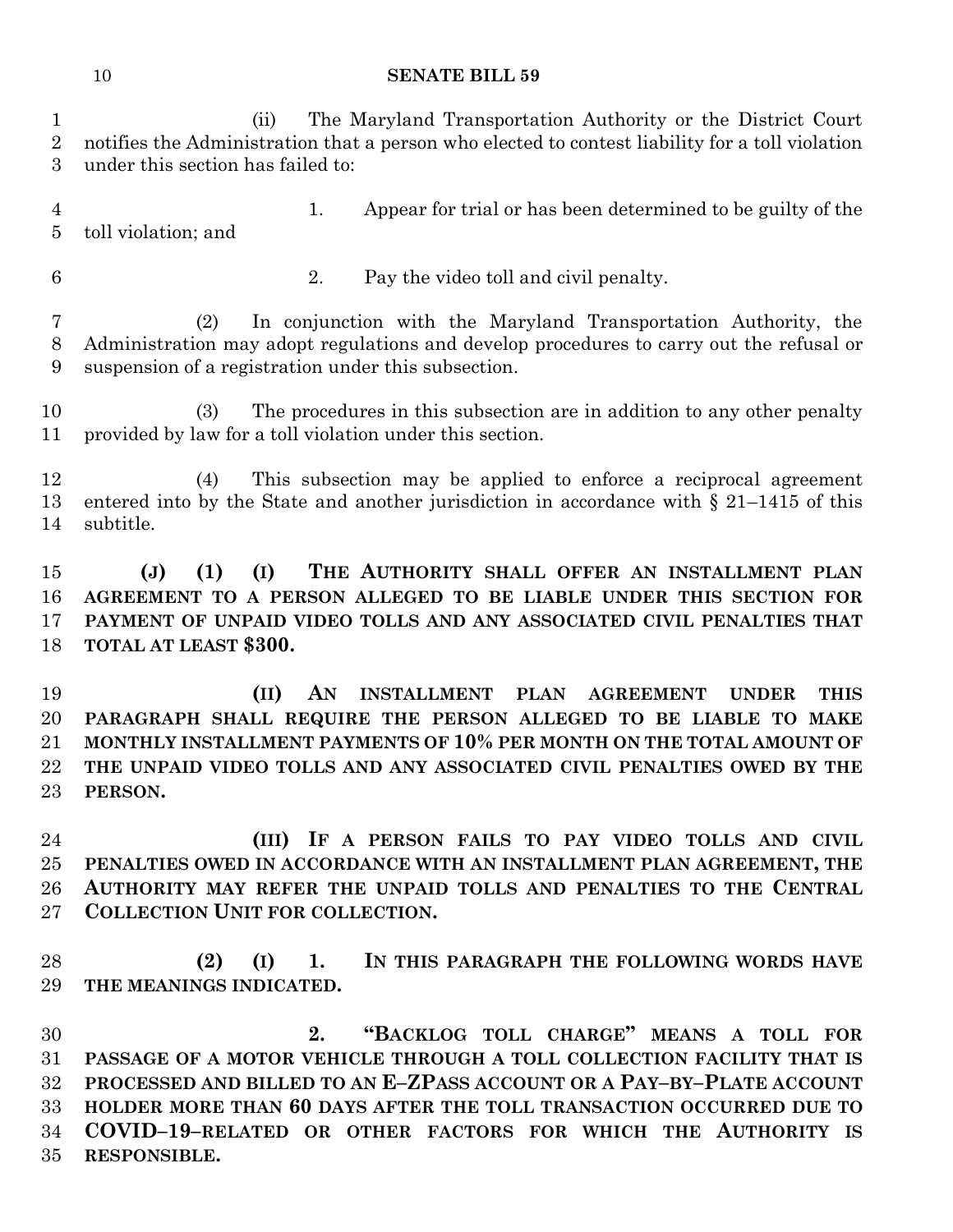(ii) The Maryland Transportation Authority or the District Court notifies the Administration that a person who elected to contest liability for a toll violation under this section has failed to:

1. Appear for trial or has been determined to be guilty of the toll violation; and

2. Pay the video toll and civil penalty.

(2) In conjunction with the Maryland Transportation Authority, the Administration may adopt regulations and develop procedures to carry out the refusal or suspension of a registration under this subsection.

(3) The procedures in this subsection are in addition to any other penalty provided by law for a toll violation under this section.

(4) This subsection may be applied to enforce a reciprocal agreement entered into by the State and another jurisdiction in accordance with § 21–1415 of this subtitle.

**(J) (1) (I) THE AUTHORITY SHALL OFFER AN INSTALLMENT PLAN AGREEMENT TO A PERSON ALLEGED TO BE LIABLE UNDER THIS SECTION FOR PAYMENT OF UNPAID VIDEO TOLLS AND ANY ASSOCIATED CIVIL PENALTIES THAT TOTAL AT LEAST $300.**

**(II) AN INSTALLMENT PLAN AGREEMENT UNDER THIS PARAGRAPH SHALL REQUIRE THE PERSON ALLEGED TO BE LIABLE TO MAKE MONTHLY INSTALLMENT PAYMENTS OF 10% PER MONTH ON THE TOTAL AMOUNT OF THE UNPAID VIDEO TOLLS AND ANY ASSOCIATED CIVIL PENALTIES OWED BY THE PERSON.**

**(III) IF A PERSON FAILS TO PAY VIDEO TOLLS AND CIVIL PENALTIES OWED IN ACCORDANCE WITH AN INSTALLMENT PLAN AGREEMENT, THE AUTHORITY MAY REFER THE UNPAID TOLLS AND PENALTIES TO THE CENTRAL COLLECTION UNIT FOR COLLECTION.**

**(2) (I) 1. IN THIS PARAGRAPH THE FOLLOWING WORDS HAVE THE MEANINGS INDICATED.**

**2. "BACKLOG TOLL CHARGE" MEANS A TOLL FOR PASSAGE OF A MOTOR VEHICLE THROUGH A TOLL COLLECTION FACILITY THAT IS PROCESSED AND BILLED TO AN E–ZPASS ACCOUNT OR A PAY–BY–PLATE ACCOUNT HOLDER MORE THAN 60 DAYS AFTER THE TOLL TRANSACTION OCCURRED DUE TO COVID–19–RELATED OR OTHER FACTORS FOR WHICH THE AUTHORITY IS RESPONSIBLE.**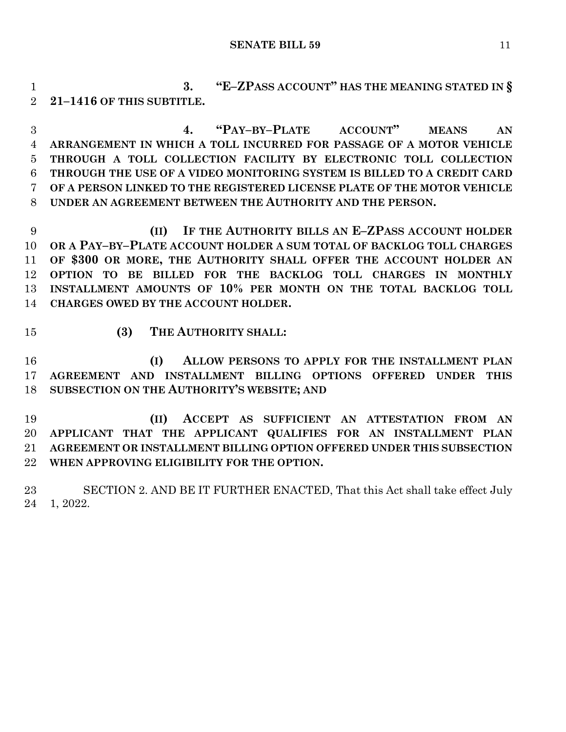**3. "E–ZPASS ACCOUNT" HAS THE MEANING STATED IN § 21–1416 OF THIS SUBTITLE.**

**4. "PAY–BY–PLATE ACCOUNT" MEANS AN ARRANGEMENT IN WHICH A TOLL INCURRED FOR PASSAGE OF A MOTOR VEHICLE THROUGH A TOLL COLLECTION FACILITY BY ELECTRONIC TOLL COLLECTION THROUGH THE USE OF A VIDEO MONITORING SYSTEM IS BILLED TO A CREDIT CARD OF A PERSON LINKED TO THE REGISTERED LICENSE PLATE OF THE MOTOR VEHICLE UNDER AN AGREEMENT BETWEEN THE AUTHORITY AND THE PERSON.**

**(II) IF THE AUTHORITY BILLS AN E–ZPASS ACCOUNT HOLDER OR A PAY–BY–PLATE ACCOUNT HOLDER A SUM TOTAL OF BACKLOG TOLL CHARGES OF $300 OR MORE, THE AUTHORITY SHALL OFFER THE ACCOUNT HOLDER AN OPTION TO BE BILLED FOR THE BACKLOG TOLL CHARGES IN MONTHLY INSTALLMENT AMOUNTS OF 10% PER MONTH ON THE TOTAL BACKLOG TOLL CHARGES OWED BY THE ACCOUNT HOLDER.**

**(3) THE AUTHORITY SHALL:**

**(I) ALLOW PERSONS TO APPLY FOR THE INSTALLMENT PLAN AGREEMENT AND INSTALLMENT BILLING OPTIONS OFFERED UNDER THIS SUBSECTION ON THE AUTHORITY'S WEBSITE; AND**

**(II) ACCEPT AS SUFFICIENT AN ATTESTATION FROM AN APPLICANT THAT THE APPLICANT QUALIFIES FOR AN INSTALLMENT PLAN AGREEMENT OR INSTALLMENT BILLING OPTION OFFERED UNDER THIS SUBSECTION WHEN APPROVING ELIGIBILITY FOR THE OPTION.**

SECTION 2. AND BE IT FURTHER ENACTED, That this Act shall take effect July 1, 2022.